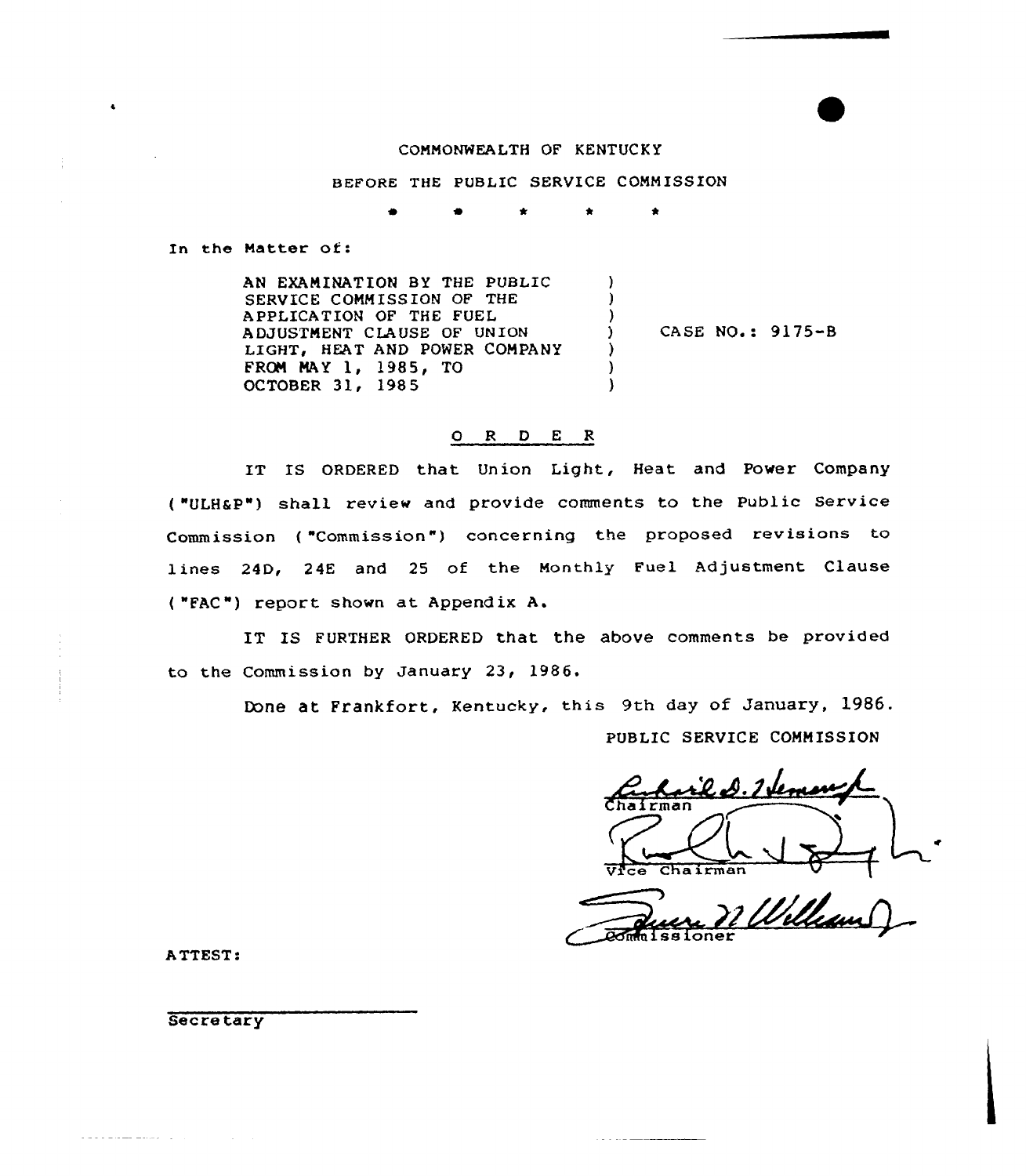COMMONWEALTH OF KENTUCKY

BEFORE THE PUBLIC SERVICE COMMISSION

\* \* \* \* \*

In the Matter of:

| | | |
|---|---|---|
| AN EXAMINATION BY THE PUBLIC SERVICE COMMISSION OF THE APPLICATION OF THE FUEL ADJUSTMENT CLAUSE OF UNION LIGHT, HEAT AND POWER COMPANY FROM MAY 1, 1985, TO OCTOBER 31, 1985 | ) | CASE NO.: 9175-B |

## O R D E R

IT IS ORDERED that Union Light, Heat and Power Company ("ULH&P") shall review and provide comments to the Public Service Commission ("Commission") concerning the proposed revisions to lines 24D, 24E and 25 of the Monthly Fuel Adjustment Clause ("FAC") report shown at Appendix A.

IT IS FURTHER ORDERED that the above comments be provided to the Commission by January 23, 1986.

Done at Frankfort, Kentucky, this 9th day of January, 1986.

PUBLIC SERVICE COMMISSION

Chairman

Vice Chairman

Commissioner

ATTEST:

Secretary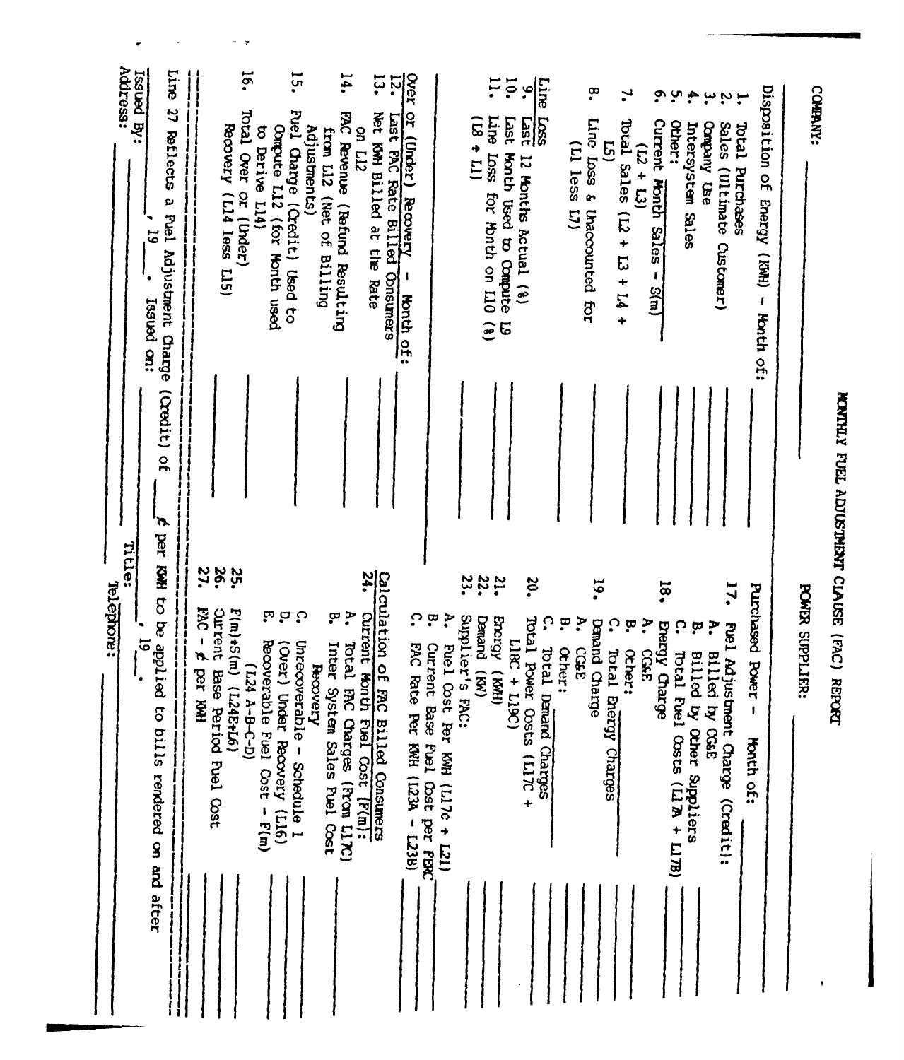# MONTHLY FUEL ADJUSTMENT CLAUSE (FAC) REPORT

COMPANY: ____________________ POWER SUPPLIER: ____________________

**Disposition of Energy (KWH) – Month of:** ____________

1. Total Purchases ____________
2. Sales (Ultimate Customer) ____________
3. Company Use ____________
4. Intersystem Sales ____________
5. Other: ____________
6. Current Month Sales – S(m) (L2 + L3) ____________
7. Total Sales (L2 + L3 + L4 + L5) ____________
8. Line Loss & Unaccounted for (L1 less L7) ____________

**Line Loss**

9. Last 12 Months Actual (%) ____________
10. Last Month Used to Compute L9 ____________
11. Line Loss for Month on L10 (%) (L8 ÷ L1) ____________

**Over or (Under) Recovery – Month of:** ____________

12. Last FAC Rate Billed Consumers ____________
13. Net KWH Billed at the Rate on L12 ____________
14. FAC Revenue (Refund Resulting from L12 (Net of Billing Adjustments) ____________
15. Fuel Charge (Credit) Used to Compute L12 (for Month used to Derive L14) ____________
16. Total Over or (Under) Recovery (L14 less L15) ____________

**Purchased Power – Month of:** ____________

17. Fuel Adjustment Charge (Credit):
    - A. Billed by CG&E ____________
    - B. Billed by Other Suppliers ____________
    - C. Total Fuel Costs (L17A + L17B) ____________
18. Energy Charge
    - A. CG&E ____________
    - B. Other: ____________
    - C. Total Energy Charges ____________
19. Demand Charge
    - A. CG&E ____________
    - B. Other: ____________
    - C. Total Demand Charges ____________
20. Total Power Costs (L17C + L18C + L19C) ____________
21. Energy (KWH) ____________
22. Demand (KW) ____________
23. Supplier's FAC:
    - A. Fuel Cost Per KWH (L17c ÷ L21) ____________
    - B. Current Base Fuel Cost per FERC ____________
    - C. FAC Rate Per KWH (L23A – L23B) ____________

**Calculation of FAC Billed Consumers**

24. Current Month Fuel Cost [F(m)]:
    - A. Total FAC Charges (From L17C) ____________
    - B. Inter System Sales Fuel Cost Recovery ____________
    - C. Unrecoverable – Schedule 1 ____________
    - D. (Over) Under Recovery (L16) ____________
    - E. Recoverable Fuel Cost – F(m) (L24 A-B-C-D) ____________
25. F(m)÷S(m) (L24E÷L6) ____________
26. Current Base Period Fuel Cost ____________
27. FAC – ¢ per KWH ____________

Line 27 Reflects a Fuel Adjustment Charge (Credit) of ______ ¢ per KWH to be applied to bills rendered on and after ____________, 19___.

Issued By: ____________, 19___. Issued on: ____________ Title: ____________

Address: ____________ Telephone: ____________